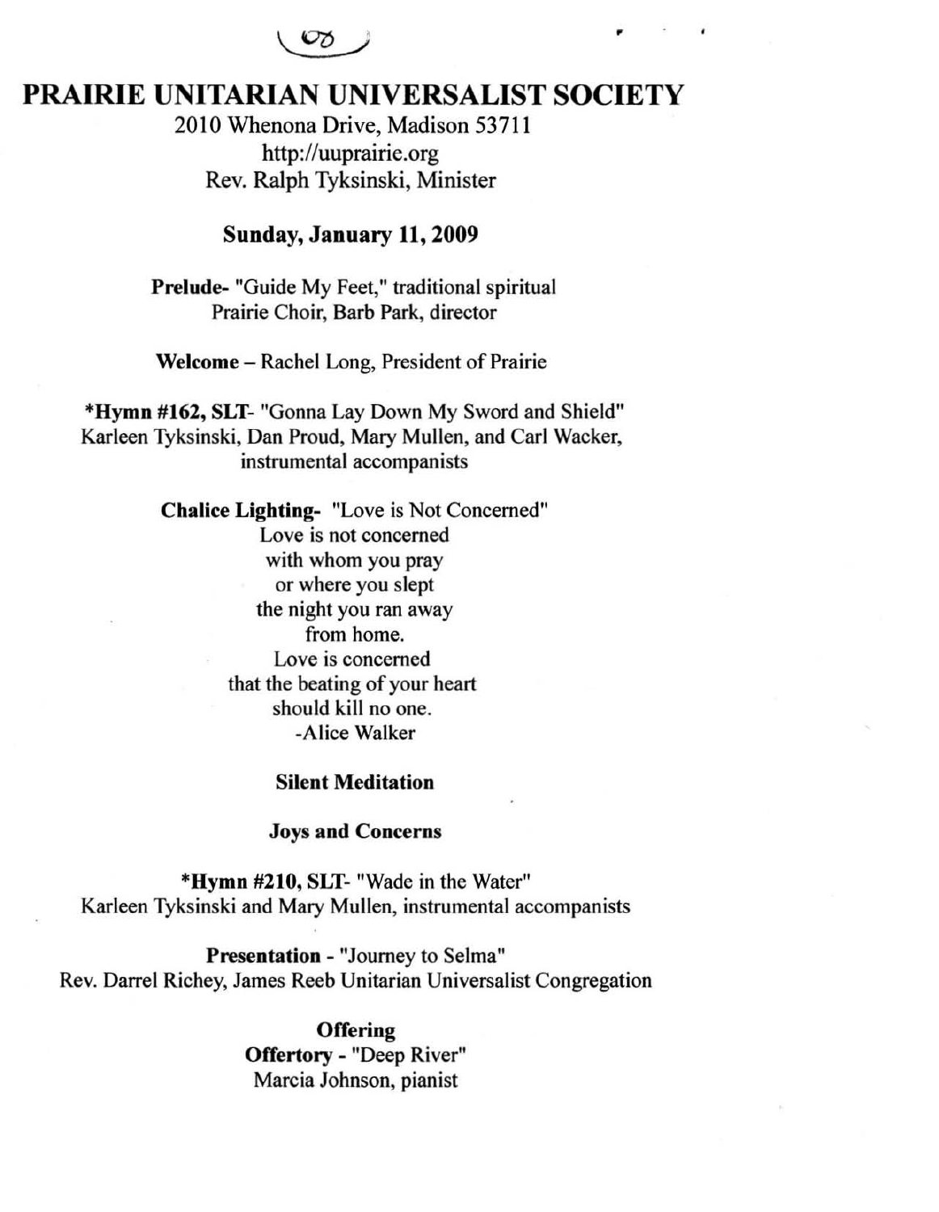# PRAIRIE UNITARIAN UNIVERSALIST SOCIETY

2010 Whenona Drive, Madison 53711
http://uuprairie.org
Rev. Ralph Tyksinski, Minister

## Sunday, January 11, 2009

**Prelude**- "Guide My Feet," traditional spiritual
Prairie Choir, Barb Park, director

**Welcome** – Rachel Long, President of Prairie

***Hymn #162, SLT**- "Gonna Lay Down My Sword and Shield"
Karleen Tyksinski, Dan Proud, Mary Mullen, and Carl Wacker, instrumental accompanists

**Chalice Lighting**- "Love is Not Concerned"

Love is not concerned
with whom you pray
or where you slept
the night you ran away
from home.
Love is concerned
that the beating of your heart
should kill no one.
-Alice Walker

**Silent Meditation**

**Joys and Concerns**

***Hymn #210, SLT**- "Wade in the Water"
Karleen Tyksinski and Mary Mullen, instrumental accompanists

**Presentation** - "Journey to Selma"
Rev. Darrel Richey, James Reeb Unitarian Universalist Congregation

**Offering**

**Offertory** - "Deep River"
Marcia Johnson, pianist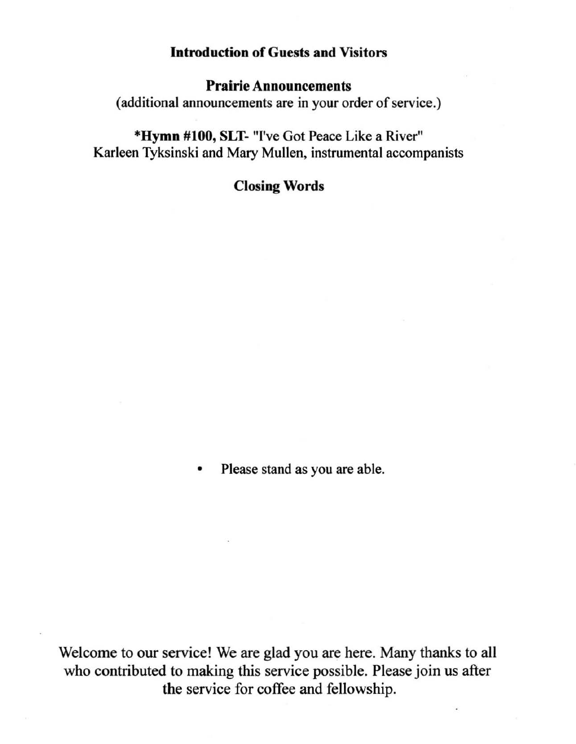**Introduction of Guests and Visitors**

**Prairie Announcements**

(additional announcements are in your order of service.)

***Hymn #100, SLT**- "I've Got Peace Like a River"
Karleen Tyksinski and Mary Mullen, instrumental accompanists

**Closing Words**

- Please stand as you are able.

Welcome to our service! We are glad you are here. Many thanks to all who contributed to making this service possible. Please join us after the service for coffee and fellowship.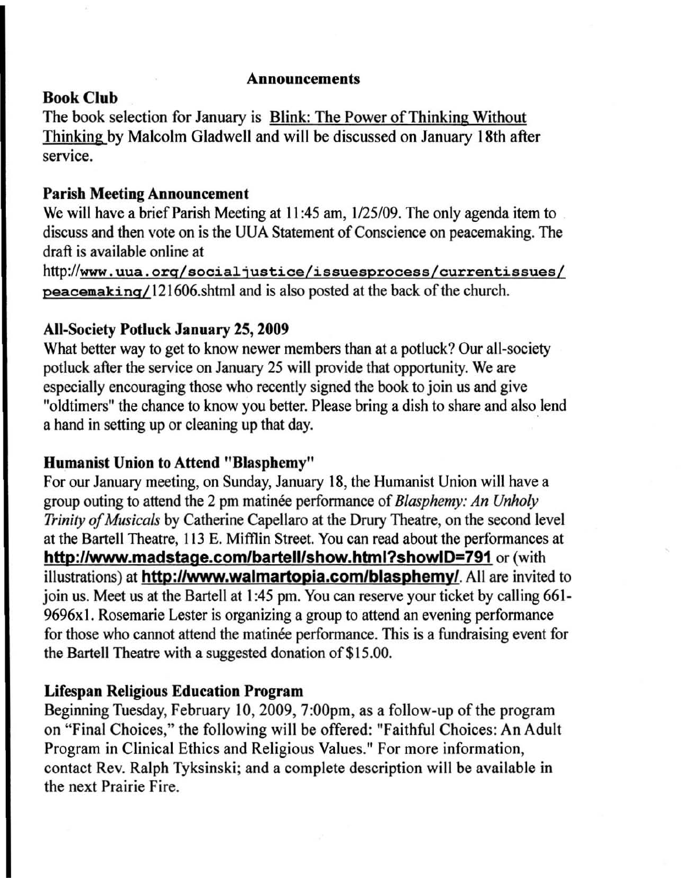## Announcements

### Book Club

The book selection for January is Blink: The Power of Thinking Without Thinking by Malcolm Gladwell and will be discussed on January 18th after service.

### Parish Meeting Announcement

We will have a brief Parish Meeting at 11:45 am, 1/25/09. The only agenda item to discuss and then vote on is the UUA Statement of Conscience on peacemaking. The draft is available online at http://www.uua.org/socialjustice/issuesprocess/currentissues/peacemaking/121606.shtml and is also posted at the back of the church.

### All-Society Potluck January 25, 2009

What better way to get to know newer members than at a potluck? Our all-society potluck after the service on January 25 will provide that opportunity. We are especially encouraging those who recently signed the book to join us and give "oldtimers" the chance to know you better. Please bring a dish to share and also lend a hand in setting up or cleaning up that day.

### Humanist Union to Attend "Blasphemy"

For our January meeting, on Sunday, January 18, the Humanist Union will have a group outing to attend the 2 pm matinée performance of *Blasphemy: An Unholy Trinity of Musicals* by Catherine Capellaro at the Drury Theatre, on the second level at the Bartell Theatre, 113 E. Mifflin Street. You can read about the performances at **http://www.madstage.com/bartell/show.html?showID=791** or (with illustrations) at **http://www.walmartopia.com/blasphemy/**. All are invited to join us. Meet us at the Bartell at 1:45 pm. You can reserve your ticket by calling 661-9696x1. Rosemarie Lester is organizing a group to attend an evening performance for those who cannot attend the matinée performance. This is a fundraising event for the Bartell Theatre with a suggested donation of $15.00.

### Lifespan Religious Education Program

Beginning Tuesday, February 10, 2009, 7:00pm, as a follow-up of the program on "Final Choices," the following will be offered: "Faithful Choices: An Adult Program in Clinical Ethics and Religious Values." For more information, contact Rev. Ralph Tyksinski; and a complete description will be available in the next Prairie Fire.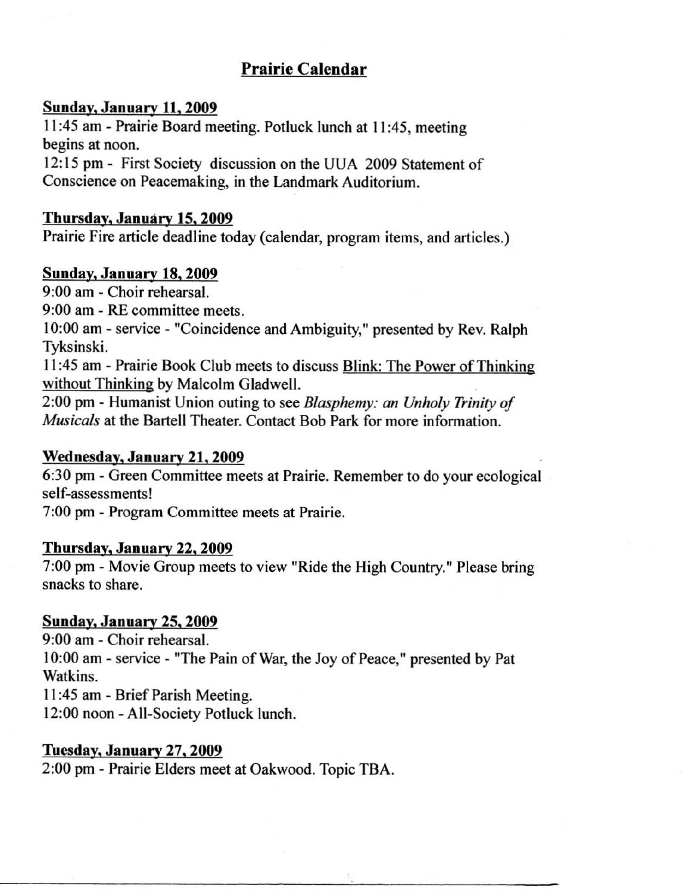## Prairie Calendar

**Sunday, January 11, 2009**

11:45 am - Prairie Board meeting. Potluck lunch at 11:45, meeting begins at noon.

12:15 pm - First Society discussion on the UUA 2009 Statement of Conscience on Peacemaking, in the Landmark Auditorium.

**Thursday, January 15, 2009**

Prairie Fire article deadline today (calendar, program items, and articles.)

**Sunday, January 18, 2009**

9:00 am - Choir rehearsal.

9:00 am - RE committee meets.

10:00 am - service - "Coincidence and Ambiguity," presented by Rev. Ralph Tyksinski.

11:45 am - Prairie Book Club meets to discuss Blink: The Power of Thinking without Thinking by Malcolm Gladwell.

2:00 pm - Humanist Union outing to see *Blasphemy: an Unholy Trinity of Musicals* at the Bartell Theater. Contact Bob Park for more information.

**Wednesday, January 21, 2009**

6:30 pm - Green Committee meets at Prairie. Remember to do your ecological self-assessments!

7:00 pm - Program Committee meets at Prairie.

**Thursday, January 22, 2009**

7:00 pm - Movie Group meets to view "Ride the High Country." Please bring snacks to share.

**Sunday, January 25, 2009**

9:00 am - Choir rehearsal.

10:00 am - service - "The Pain of War, the Joy of Peace," presented by Pat Watkins.

11:45 am - Brief Parish Meeting.

12:00 noon - All-Society Potluck lunch.

**Tuesday, January 27, 2009**

2:00 pm - Prairie Elders meet at Oakwood. Topic TBA.